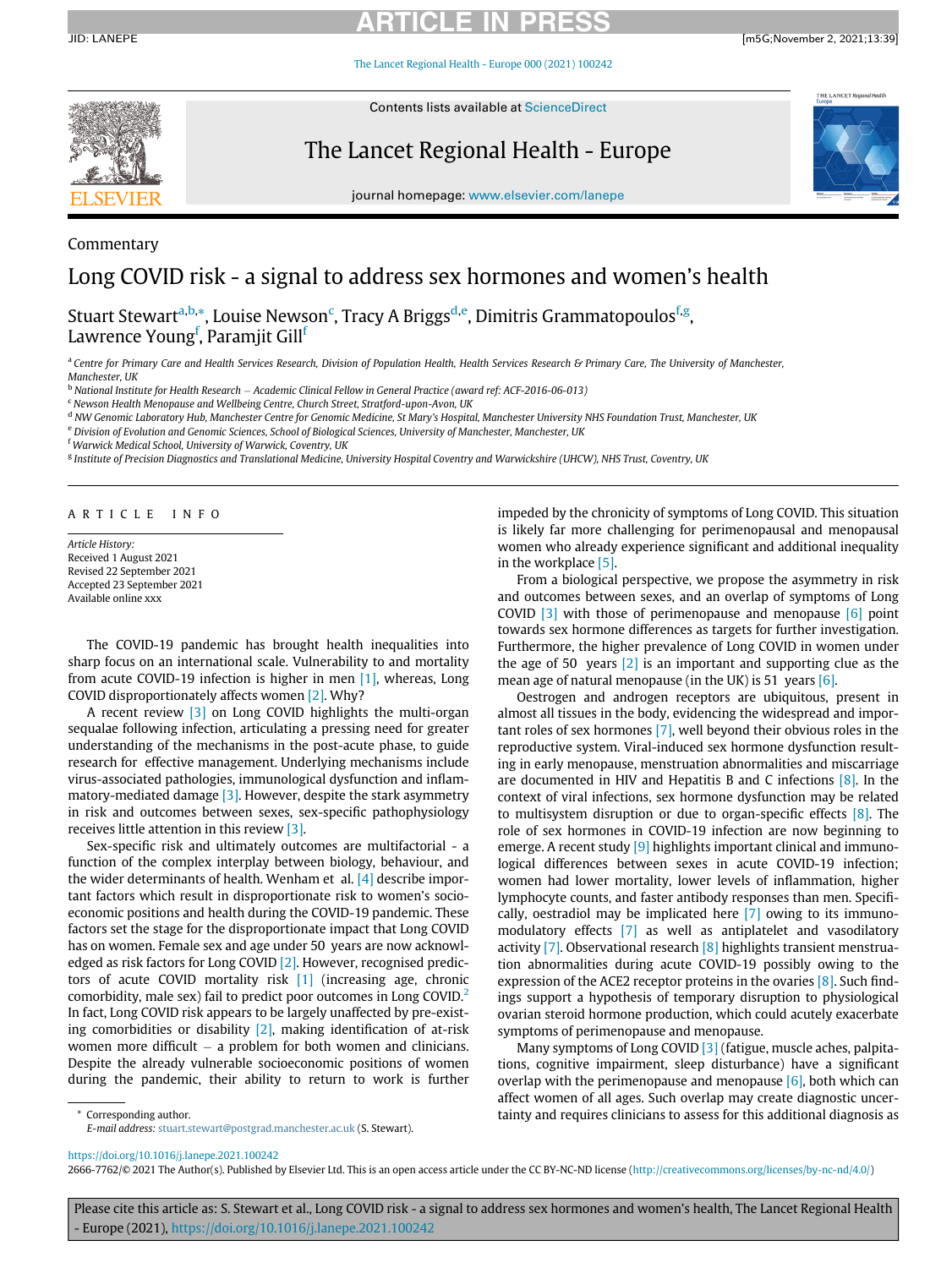Commentary

# Long COVID risk - a signal to address sex hormones and women's health

Stuart Stewart[a,b,*], Louise Newson[c], Tracy A Briggs[d,e], Dimitris Grammatopoulos[f,g], Lawrence Young[f], Paramjit Gill[f]

[a] *Centre for Primary Care and Health Services Research, Division of Population Health, Health Services Research & Primary Care, The University of Manchester, Manchester, UK*
[b] *National Institute for Health Research – Academic Clinical Fellow in General Practice (award ref: ACF-2016-06-013)*
[c] *Newson Health Menopause and Wellbeing Centre, Church Street, Stratford-upon-Avon, UK*
[d] *NW Genomic Laboratory Hub, Manchester Centre for Genomic Medicine, St Mary's Hospital, Manchester University NHS Foundation Trust, Manchester, UK*
[e] *Division of Evolution and Genomic Sciences, School of Biological Sciences, University of Manchester, Manchester, UK*
[f] *Warwick Medical School, University of Warwick, Coventry, UK*
[g] *Institute of Precision Diagnostics and Translational Medicine, University Hospital Coventry and Warwickshire (UHCW), NHS Trust, Coventry, UK*

ARTICLE INFO

*Article History:*
Received 1 August 2021
Revised 22 September 2021
Accepted 23 September 2021
Available online xxx

The COVID-19 pandemic has brought health inequalities into sharp focus on an international scale. Vulnerability to and mortality from acute COVID-19 infection is higher in men [1], whereas, Long COVID disproportionately affects women [2]. Why?

A recent review [3] on Long COVID highlights the multi-organ sequalae following infection, articulating a pressing need for greater understanding of the mechanisms in the post-acute phase, to guide research for effective management. Underlying mechanisms include virus-associated pathologies, immunological dysfunction and inflammatory-mediated damage [3]. However, despite the stark asymmetry in risk and outcomes between sexes, sex-specific pathophysiology receives little attention in this review [3].

Sex-specific risk and ultimately outcomes are multifactorial - a function of the complex interplay between biology, behaviour, and the wider determinants of health. Wenham et al. [4] describe important factors which result in disproportionate risk to women's socio-economic positions and health during the COVID-19 pandemic. These factors set the stage for the disproportionate impact that Long COVID has on women. Female sex and age under 50 years are now acknowledged as risk factors for Long COVID [2]. However, recognised predictors of acute COVID mortality risk [1] (increasing age, chronic comorbidity, male sex) fail to predict poor outcomes in Long COVID.[2] In fact, Long COVID risk appears to be largely unaffected by pre-existing comorbidities or disability [2], making identification of at-risk women more difficult – a problem for both women and clinicians. Despite the already vulnerable socioeconomic positions of women during the pandemic, their ability to return to work is further impeded by the chronicity of symptoms of Long COVID. This situation is likely far more challenging for perimenopausal and menopausal women who already experience significant and additional inequality in the workplace [5].

From a biological perspective, we propose the asymmetry in risk and outcomes between sexes, and an overlap of symptoms of Long COVID [3] with those of perimenopause and menopause [6] point towards sex hormone differences as targets for further investigation. Furthermore, the higher prevalence of Long COVID in women under the age of 50 years [2] is an important and supporting clue as the mean age of natural menopause (in the UK) is 51 years [6].

Oestrogen and androgen receptors are ubiquitous, present in almost all tissues in the body, evidencing the widespread and important roles of sex hormones [7], well beyond their obvious roles in the reproductive system. Viral-induced sex hormone dysfunction resulting in early menopause, menstruation abnormalities and miscarriage are documented in HIV and Hepatitis B and C infections [8]. In the context of viral infections, sex hormone dysfunction may be related to multisystem disruption or due to organ-specific effects [8]. The role of sex hormones in COVID-19 infection are now beginning to emerge. A recent study [9] highlights important clinical and immunological differences between sexes in acute COVID-19 infection; women had lower mortality, lower levels of inflammation, higher lymphocyte counts, and faster antibody responses than men. Specifically, oestradiol may be implicated here [7] owing to its immunomodulatory effects [7] as well as antiplatelet and vasodilatory activity [7]. Observational research [8] highlights transient menstruation abnormalities during acute COVID-19 possibly owing to the expression of the ACE2 receptor proteins in the ovaries [8]. Such findings support a hypothesis of temporary disruption to physiological ovarian steroid hormone production, which could acutely exacerbate symptoms of perimenopause and menopause.

Many symptoms of Long COVID [3] (fatigue, muscle aches, palpitations, cognitive impairment, sleep disturbance) have a significant overlap with the perimenopause and menopause [6], both which can affect women of all ages. Such overlap may create diagnostic uncertainty and requires clinicians to assess for this additional diagnosis as

* Corresponding author.
*E-mail address:* stuart.stewart@postgrad.manchester.ac.uk (S. Stewart).

https://doi.org/10.1016/j.lanepe.2021.100242
2666-7762/© 2021 The Author(s). Published by Elsevier Ltd. This is an open access article under the CC BY-NC-ND license (http://creativecommons.org/licenses/by-nc-nd/4.0/)

Please cite this article as: S. Stewart et al., Long COVID risk - a signal to address sex hormones and women's health, The Lancet Regional Health - Europe (2021), https://doi.org/10.1016/j.lanepe.2021.100242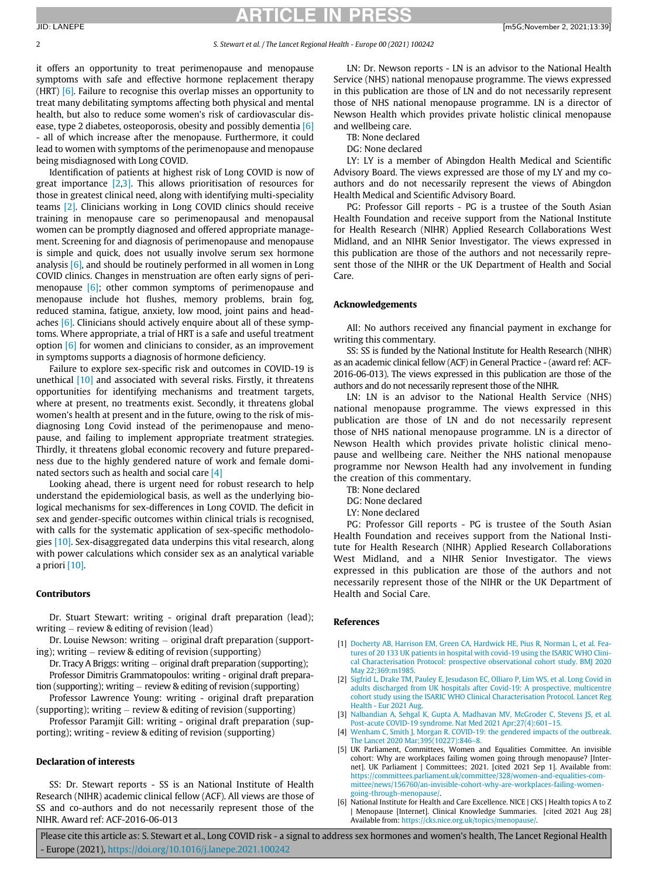it offers an opportunity to treat perimenopause and menopause symptoms with safe and effective hormone replacement therapy (HRT) [6]. Failure to recognise this overlap misses an opportunity to treat many debilitating symptoms affecting both physical and mental health, but also to reduce some women's risk of cardiovascular disease, type 2 diabetes, osteoporosis, obesity and possibly dementia [6] - all of which increase after the menopause. Furthermore, it could lead to women with symptoms of the perimenopause and menopause being misdiagnosed with Long COVID.

Identification of patients at highest risk of Long COVID is now of great importance [2,3]. This allows prioritisation of resources for those in greatest clinical need, along with identifying multi-speciality teams [2]. Clinicians working in Long COVID clinics should receive training in menopause care so perimenopausal and menopausal women can be promptly diagnosed and offered appropriate management. Screening for and diagnosis of perimenopause and menopause is simple and quick, does not usually involve serum sex hormone analysis [6], and should be routinely performed in all women in Long COVID clinics. Changes in menstruation are often early signs of perimenopause [6]; other common symptoms of perimenopause and menopause include hot flushes, memory problems, brain fog, reduced stamina, fatigue, anxiety, low mood, joint pains and headaches [6]. Clinicians should actively enquire about all of these symptoms. Where appropriate, a trial of HRT is a safe and useful treatment option [6] for women and clinicians to consider, as an improvement in symptoms supports a diagnosis of hormone deficiency.

Failure to explore sex-specific risk and outcomes in COVID-19 is unethical [10] and associated with several risks. Firstly, it threatens opportunities for identifying mechanisms and treatment targets, where at present, no treatments exist. Secondly, it threatens global women's health at present and in the future, owing to the risk of misdiagnosing Long Covid instead of the perimenopause and menopause, and failing to implement appropriate treatment strategies. Thirdly, it threatens global economic recovery and future preparedness due to the highly gendered nature of work and female dominated sectors such as health and social care [4]

Looking ahead, there is urgent need for robust research to help understand the epidemiological basis, as well as the underlying biological mechanisms for sex-differences in Long COVID. The deficit in sex and gender-specific outcomes within clinical trials is recognised, with calls for the systematic application of sex-specific methodologies [10]. Sex-disaggregated data underpins this vital research, along with power calculations which consider sex as an analytical variable a priori [10].

## Contributors

Dr. Stuart Stewart: writing - original draft preparation (lead); writing – review & editing of revision (lead)

Dr. Louise Newson: writing – original draft preparation (supporting); writing – review & editing of revision (supporting)

Dr. Tracy A Briggs: writing – original draft preparation (supporting);

Professor Dimitris Grammatopoulos: writing - original draft preparation (supporting); writing – review & editing of revision (supporting)

Professor Lawrence Young: writing - original draft preparation (supporting); writing – review & editing of revision (supporting)

Professor Paramjit Gill: writing - original draft preparation (supporting); writing - review & editing of revision (supporting)

## Declaration of interests

SS: Dr. Stewart reports - SS is an National Institute of Health Research (NIHR) academic clinical fellow (ACF). All views are those of SS and co-authors and do not necessarily represent those of the NIHR. Award ref: ACF-2016-06-013

LN: Dr. Newson reports - LN is an advisor to the National Health Service (NHS) national menopause programme. The views expressed in this publication are those of LN and do not necessarily represent those of NHS national menopause programme. LN is a director of Newson Health which provides private holistic clinical menopause and wellbeing care.

TB: None declared

DG: None declared

LY: LY is a member of Abingdon Health Medical and Scientific Advisory Board. The views expressed are those of my LY and my co-authors and do not necessarily represent the views of Abingdon Health Medical and Scientific Advisory Board.

PG: Professor Gill reports - PG is a trustee of the South Asian Health Foundation and receive support from the National Institute for Health Research (NIHR) Applied Research Collaborations West Midland, and an NIHR Senior Investigator. The views expressed in this publication are those of the authors and not necessarily represent those of the NIHR or the UK Department of Health and Social Care.

## Acknowledgements

All: No authors received any financial payment in exchange for writing this commentary.

SS: SS is funded by the National Institute for Health Research (NIHR) as an academic clinical fellow (ACF) in General Practice - (award ref: ACF-2016-06-013). The views expressed in this publication are those of the authors and do not necessarily represent those of the NIHR.

LN: LN is an advisor to the National Health Service (NHS) national menopause programme. The views expressed in this publication are those of LN and do not necessarily represent those of NHS national menopause programme. LN is a director of Newson Health which provides private holistic clinical menopause and wellbeing care. Neither the NHS national menopause programme nor Newson Health had any involvement in funding the creation of this commentary.

TB: None declared

DG: None declared

LY: None declared

PG: Professor Gill reports - PG is trustee of the South Asian Health Foundation and receives support from the National Institute for Health Research (NIHR) Applied Research Collaborations West Midland, and a NIHR Senior Investigator. The views expressed in this publication are those of the authors and not necessarily represent those of the NIHR or the UK Department of Health and Social Care.

## References

[1] Docherty AB, Harrison EM, Green CA, Hardwick HE, Pius R, Norman L, et al. Features of 20 133 UK patients in hospital with covid-19 using the ISARIC WHO Clinical Characterisation Protocol: prospective observational cohort study. BMJ 2020 May 22;369:m1985.

[2] Sigfrid L, Drake TM, Pauley E, Jesudason EC, Olliaro P, Lim WS, et al. Long Covid in adults discharged from UK hospitals after Covid-19: A prospective, multicentre cohort study using the ISARIC WHO Clinical Characterisation Protocol. Lancet Reg Health - Eur 2021 Aug.

[3] Nalbandian A, Sehgal K, Gupta A, Madhavan MV, McGroder C, Stevens JS, et al. Post-acute COVID-19 syndrome. Nat Med 2021 Apr;27(4):601–15.

[4] Wenham C, Smith J, Morgan R. COVID-19: the gendered impacts of the outbreak. The Lancet 2020 Mar;395(10227):846–8.

[5] UK Parliament, Committees, Women and Equalities Committee. An invisible cohort: Why are workplaces failing women going through menopause? [Internet]. UK Parliament | Committees; 2021. [cited 2021 Sep 1]. Available from: https://committees.parliament.uk/committee/328/women-and-equalities-committee/news/156760/an-invisible-cohort-why-are-workplaces-failing-women-going-through-menopause/.

[6] National Institute for Health and Care Excellence. NICE | CKS | Health topics A to Z | Menopause [Internet]. Clinical Knowledge Summaries. [cited 2021 Aug 28] Available from: https://cks.nice.org.uk/topics/menopause/.

Please cite this article as: S. Stewart et al., Long COVID risk - a signal to address sex hormones and women's health, The Lancet Regional Health - Europe (2021), https://doi.org/10.1016/j.lanepe.2021.100242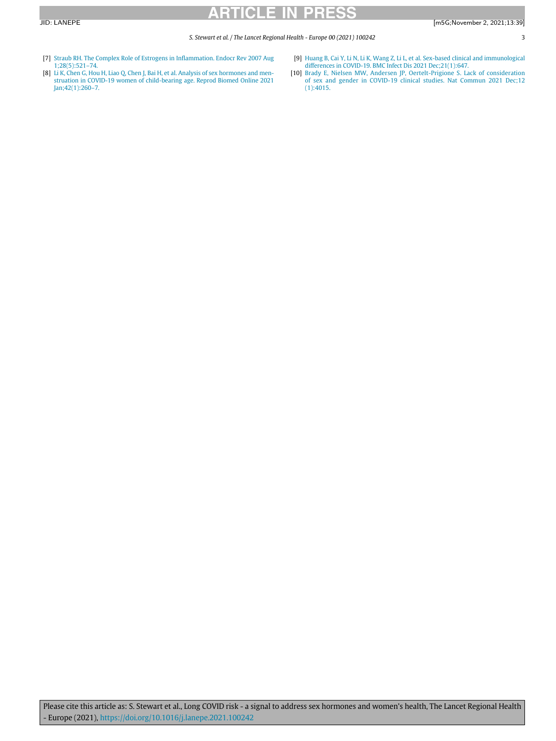[7] Straub RH. The Complex Role of Estrogens in Inflammation. Endocr Rev 2007 Aug 1;28(5):521–74.

[8] Li K, Chen G, Hou H, Liao Q, Chen J, Bai H, et al. Analysis of sex hormones and menstruation in COVID-19 women of child-bearing age. Reprod Biomed Online 2021 Jan;42(1):260–7.

[9] Huang B, Cai Y, Li N, Li K, Wang Z, Li L, et al. Sex-based clinical and immunological differences in COVID-19. BMC Infect Dis 2021 Dec;21(1):647.

[10] Brady E, Nielsen MW, Andersen JP, Oertelt-Prigione S. Lack of consideration of sex and gender in COVID-19 clinical studies. Nat Commun 2021 Dec;12 (1):4015.

Please cite this article as: S. Stewart et al., Long COVID risk - a signal to address sex hormones and women's health, The Lancet Regional Health - Europe (2021), https://doi.org/10.1016/j.lanepe.2021.100242